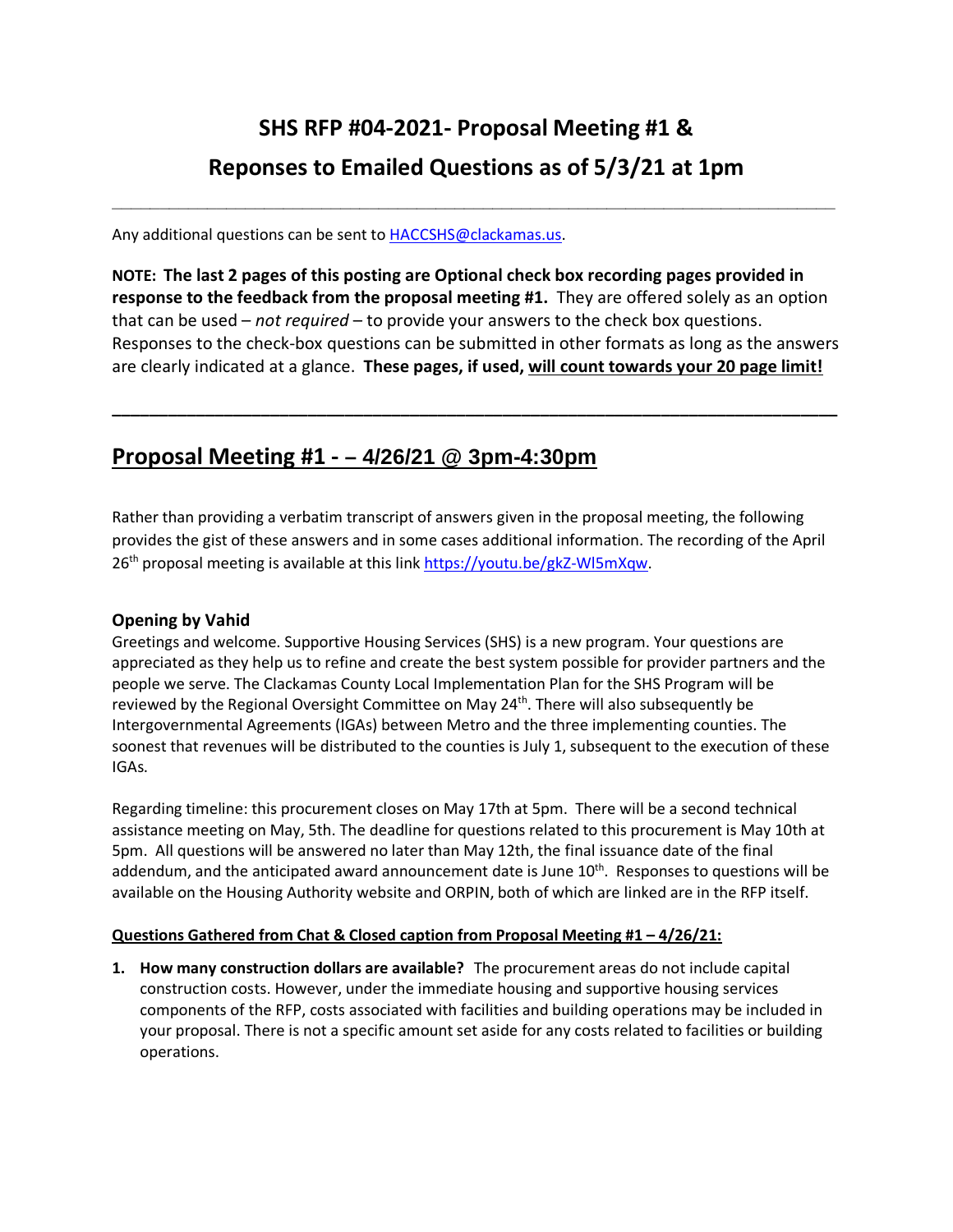# SHS RFP #04-2021- Proposal Meeting #1 &

# Reponses to Emailed Questions as of 5/3/21 at 1pm

---

Any additional questions can be sent to HACCSHS@clackamas.us.

**NOTE: The last 2 pages of this posting are Optional check box recording pages provided in response to the feedback from the proposal meeting #1.** They are offered solely as an option that can be used – *not required* – to provide your answers to the check box questions. Responses to the check-box questions can be submitted in other formats as long as the answers are clearly indicated at a glance. **These pages, if used, will count towards your 20 page limit!**

---

## Proposal Meeting #1 - – 4/26/21 @ 3pm-4:30pm

Rather than providing a verbatim transcript of answers given in the proposal meeting, the following provides the gist of these answers and in some cases additional information. The recording of the April 26th proposal meeting is available at this link https://youtu.be/gkZ-Wl5mXqw.

### Opening by Vahid

Greetings and welcome. Supportive Housing Services (SHS) is a new program. Your questions are appreciated as they help us to refine and create the best system possible for provider partners and the people we serve. The Clackamas County Local Implementation Plan for the SHS Program will be reviewed by the Regional Oversight Committee on May 24th. There will also subsequently be Intergovernmental Agreements (IGAs) between Metro and the three implementing counties. The soonest that revenues will be distributed to the counties is July 1, subsequent to the execution of these IGAs.

Regarding timeline: this procurement closes on May 17th at 5pm. There will be a second technical assistance meeting on May, 5th. The deadline for questions related to this procurement is May 10th at 5pm. All questions will be answered no later than May 12th, the final issuance date of the final addendum, and the anticipated award announcement date is June 10th. Responses to questions will be available on the Housing Authority website and ORPIN, both of which are linked are in the RFP itself.

**Questions Gathered from Chat & Closed caption from Proposal Meeting #1 – 4/26/21:**

1. **How many construction dollars are available?** The procurement areas do not include capital construction costs. However, under the immediate housing and supportive housing services components of the RFP, costs associated with facilities and building operations may be included in your proposal. There is not a specific amount set aside for any costs related to facilities or building operations.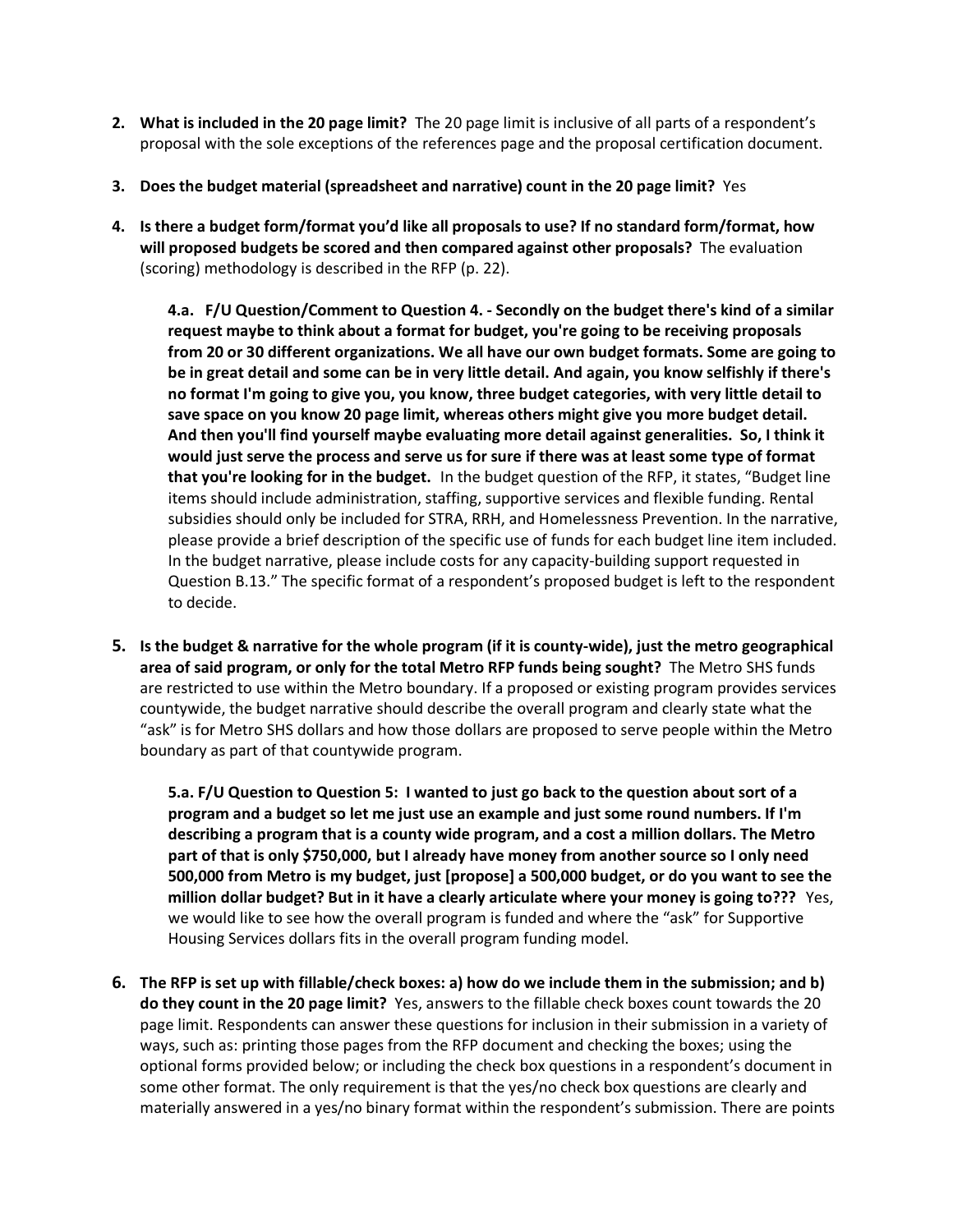2. **What is included in the 20 page limit?** The 20 page limit is inclusive of all parts of a respondent's proposal with the sole exceptions of the references page and the proposal certification document.

3. **Does the budget material (spreadsheet and narrative) count in the 20 page limit?** Yes

4. **Is there a budget form/format you'd like all proposals to use? If no standard form/format, how will proposed budgets be scored and then compared against other proposals?** The evaluation (scoring) methodology is described in the RFP (p. 22).

   **4.a. F/U Question/Comment to Question 4. - Secondly on the budget there's kind of a similar request maybe to think about a format for budget, you're going to be receiving proposals from 20 or 30 different organizations. We all have our own budget formats. Some are going to be in great detail and some can be in very little detail. And again, you know selfishly if there's no format I'm going to give you, you know, three budget categories, with very little detail to save space on you know 20 page limit, whereas others might give you more budget detail. And then you'll find yourself maybe evaluating more detail against generalities. So, I think it would just serve the process and serve us for sure if there was at least some type of format that you're looking for in the budget.** In the budget question of the RFP, it states, "Budget line items should include administration, staffing, supportive services and flexible funding. Rental subsidies should only be included for STRA, RRH, and Homelessness Prevention. In the narrative, please provide a brief description of the specific use of funds for each budget line item included. In the budget narrative, please include costs for any capacity-building support requested in Question B.13." The specific format of a respondent's proposed budget is left to the respondent to decide.

5. **Is the budget & narrative for the whole program (if it is county-wide), just the metro geographical area of said program, or only for the total Metro RFP funds being sought?** The Metro SHS funds are restricted to use within the Metro boundary. If a proposed or existing program provides services countywide, the budget narrative should describe the overall program and clearly state what the "ask" is for Metro SHS dollars and how those dollars are proposed to serve people within the Metro boundary as part of that countywide program.

   **5.a. F/U Question to Question 5: I wanted to just go back to the question about sort of a program and a budget so let me just use an example and just some round numbers. If I'm describing a program that is a county wide program, and a cost a million dollars. The Metro part of that is only $750,000, but I already have money from another source so I only need 500,000 from Metro is my budget, just [propose] a 500,000 budget, or do you want to see the million dollar budget? But in it have a clearly articulate where your money is going to???** Yes, we would like to see how the overall program is funded and where the "ask" for Supportive Housing Services dollars fits in the overall program funding model.

6. **The RFP is set up with fillable/check boxes: a) how do we include them in the submission; and b) do they count in the 20 page limit?** Yes, answers to the fillable check boxes count towards the 20 page limit. Respondents can answer these questions for inclusion in their submission in a variety of ways, such as: printing those pages from the RFP document and checking the boxes; using the optional forms provided below; or including the check box questions in a respondent's document in some other format. The only requirement is that the yes/no check box questions are clearly and materially answered in a yes/no binary format within the respondent's submission. There are points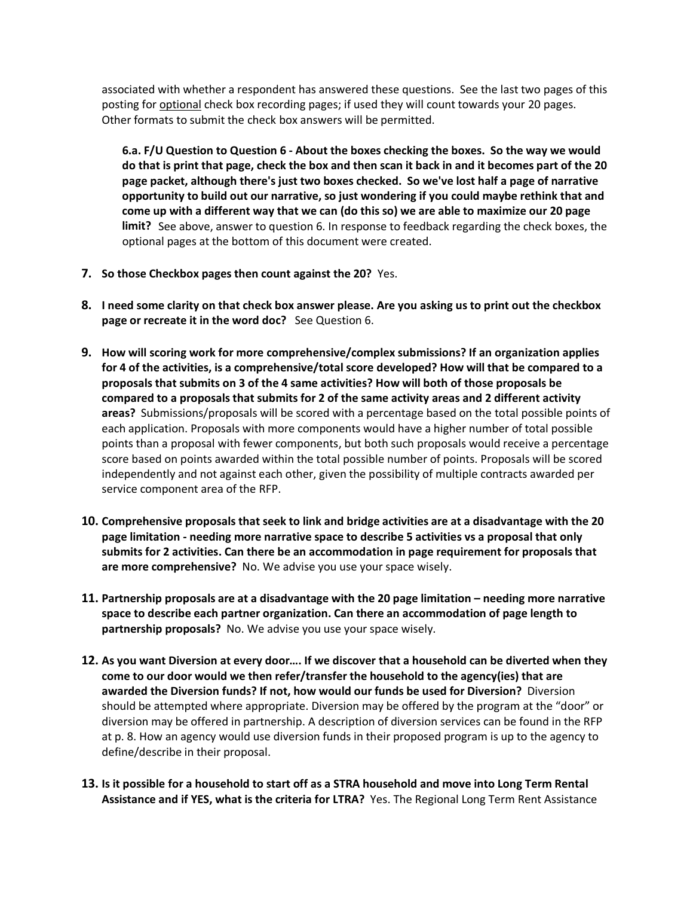associated with whether a respondent has answered these questions. See the last two pages of this posting for optional check box recording pages; if used they will count towards your 20 pages. Other formats to submit the check box answers will be permitted.

**6.a. F/U Question to Question 6 - About the boxes checking the boxes. So the way we would do that is print that page, check the box and then scan it back in and it becomes part of the 20 page packet, although there's just two boxes checked. So we've lost half a page of narrative opportunity to build out our narrative, so just wondering if you could maybe rethink that and come up with a different way that we can (do this so) we are able to maximize our 20 page limit?** See above, answer to question 6. In response to feedback regarding the check boxes, the optional pages at the bottom of this document were created.

7. **So those Checkbox pages then count against the 20?** Yes.

8. **I need some clarity on that check box answer please. Are you asking us to print out the checkbox page or recreate it in the word doc?** See Question 6.

9. **How will scoring work for more comprehensive/complex submissions? If an organization applies for 4 of the activities, is a comprehensive/total score developed? How will that be compared to a proposals that submits on 3 of the 4 same activities? How will both of those proposals be compared to a proposals that submits for 2 of the same activity areas and 2 different activity areas?** Submissions/proposals will be scored with a percentage based on the total possible points of each application. Proposals with more components would have a higher number of total possible points than a proposal with fewer components, but both such proposals would receive a percentage score based on points awarded within the total possible number of points. Proposals will be scored independently and not against each other, given the possibility of multiple contracts awarded per service component area of the RFP.

10. **Comprehensive proposals that seek to link and bridge activities are at a disadvantage with the 20 page limitation - needing more narrative space to describe 5 activities vs a proposal that only submits for 2 activities. Can there be an accommodation in page requirement for proposals that are more comprehensive?** No. We advise you use your space wisely.

11. **Partnership proposals are at a disadvantage with the 20 page limitation – needing more narrative space to describe each partner organization. Can there an accommodation of page length to partnership proposals?** No. We advise you use your space wisely.

12. **As you want Diversion at every door…. If we discover that a household can be diverted when they come to our door would we then refer/transfer the household to the agency(ies) that are awarded the Diversion funds? If not, how would our funds be used for Diversion?** Diversion should be attempted where appropriate. Diversion may be offered by the program at the "door" or diversion may be offered in partnership. A description of diversion services can be found in the RFP at p. 8. How an agency would use diversion funds in their proposed program is up to the agency to define/describe in their proposal.

13. **Is it possible for a household to start off as a STRA household and move into Long Term Rental Assistance and if YES, what is the criteria for LTRA?** Yes. The Regional Long Term Rent Assistance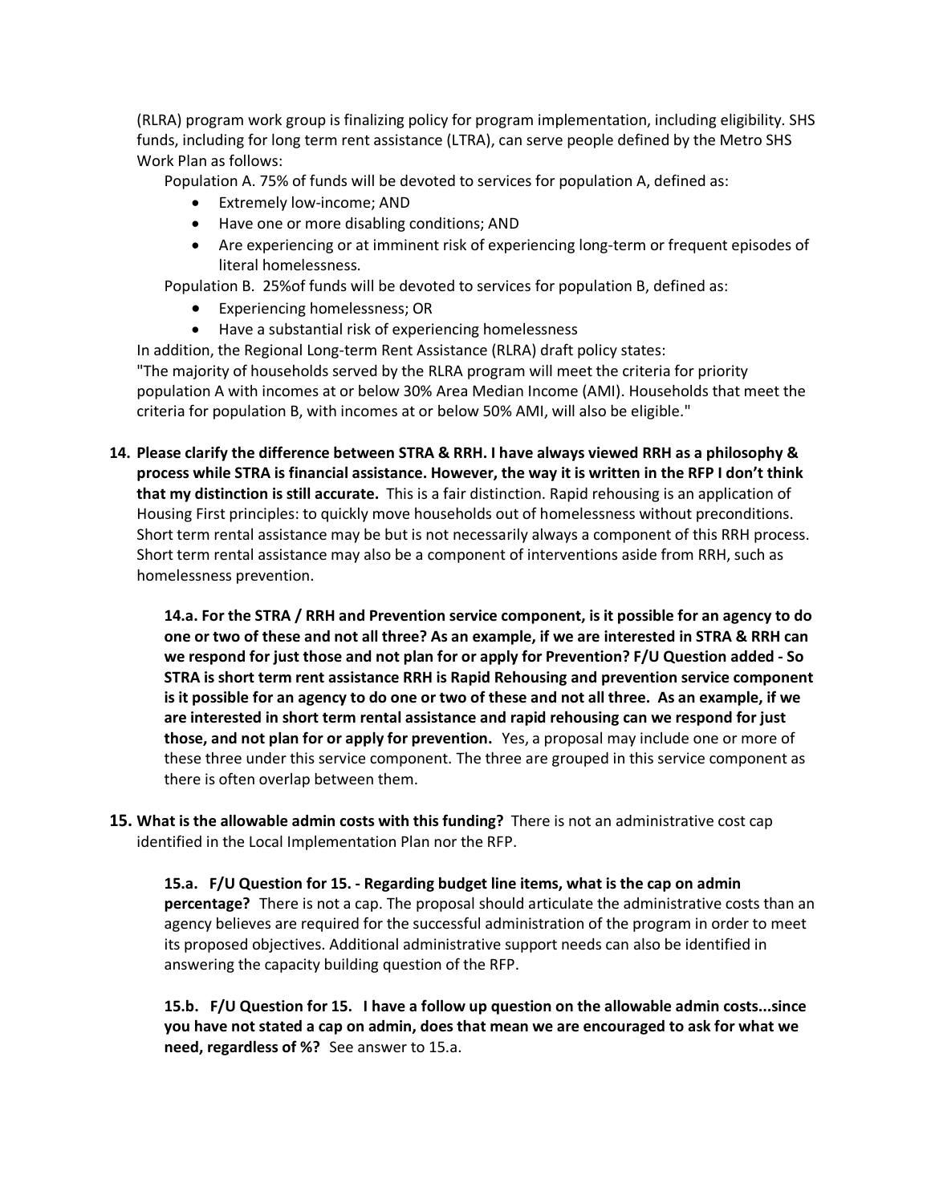(RLRA) program work group is finalizing policy for program implementation, including eligibility. SHS funds, including for long term rent assistance (LTRA), can serve people defined by the Metro SHS Work Plan as follows:

Population A. 75% of funds will be devoted to services for population A, defined as:

- Extremely low-income; AND
- Have one or more disabling conditions; AND
- Are experiencing or at imminent risk of experiencing long-term or frequent episodes of literal homelessness.

Population B. 25%of funds will be devoted to services for population B, defined as:

- Experiencing homelessness; OR
- Have a substantial risk of experiencing homelessness

In addition, the Regional Long-term Rent Assistance (RLRA) draft policy states:
"The majority of households served by the RLRA program will meet the criteria for priority population A with incomes at or below 30% Area Median Income (AMI). Households that meet the criteria for population B, with incomes at or below 50% AMI, will also be eligible."

**14. Please clarify the difference between STRA & RRH. I have always viewed RRH as a philosophy & process while STRA is financial assistance. However, the way it is written in the RFP I don't think that my distinction is still accurate.** This is a fair distinction. Rapid rehousing is an application of Housing First principles: to quickly move households out of homelessness without preconditions. Short term rental assistance may be but is not necessarily always a component of this RRH process. Short term rental assistance may also be a component of interventions aside from RRH, such as homelessness prevention.

**14.a. For the STRA / RRH and Prevention service component, is it possible for an agency to do one or two of these and not all three? As an example, if we are interested in STRA & RRH can we respond for just those and not plan for or apply for Prevention? F/U Question added - So STRA is short term rent assistance RRH is Rapid Rehousing and prevention service component is it possible for an agency to do one or two of these and not all three. As an example, if we are interested in short term rental assistance and rapid rehousing can we respond for just those, and not plan for or apply for prevention.** Yes, a proposal may include one or more of these three under this service component. The three are grouped in this service component as there is often overlap between them.

**15. What is the allowable admin costs with this funding?** There is not an administrative cost cap identified in the Local Implementation Plan nor the RFP.

**15.a. F/U Question for 15. - Regarding budget line items, what is the cap on admin percentage?** There is not a cap. The proposal should articulate the administrative costs than an agency believes are required for the successful administration of the program in order to meet its proposed objectives. Additional administrative support needs can also be identified in answering the capacity building question of the RFP.

**15.b. F/U Question for 15. I have a follow up question on the allowable admin costs...since you have not stated a cap on admin, does that mean we are encouraged to ask for what we need, regardless of %?** See answer to 15.a.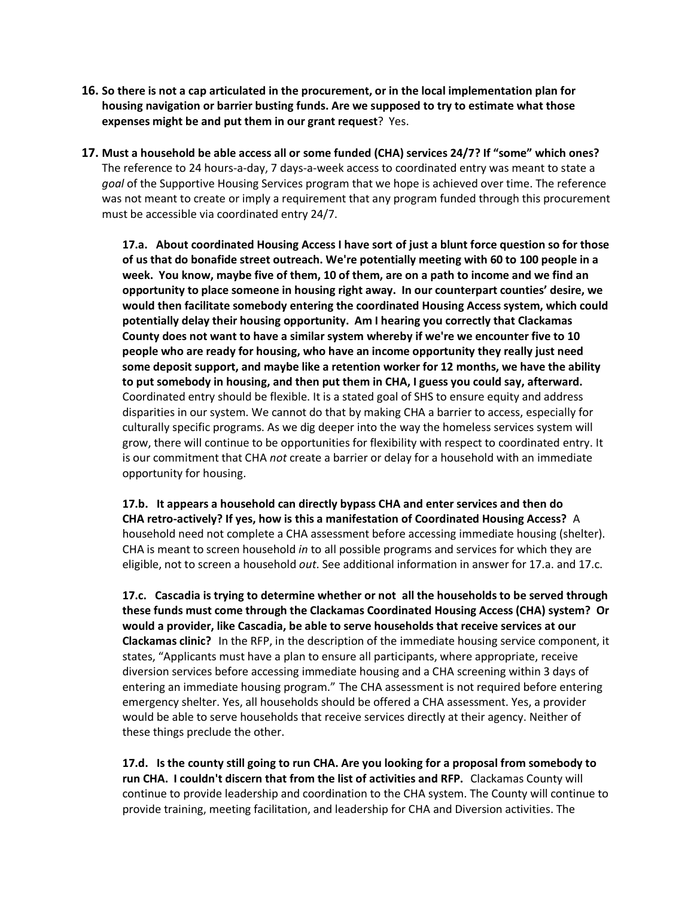16. **So there is not a cap articulated in the procurement, or in the local implementation plan for housing navigation or barrier busting funds. Are we supposed to try to estimate what those expenses might be and put them in our grant request**? Yes.

17. **Must a household be able access all or some funded (CHA) services 24/7? If "some" which ones?** The reference to 24 hours-a-day, 7 days-a-week access to coordinated entry was meant to state a *goal* of the Supportive Housing Services program that we hope is achieved over time. The reference was not meant to create or imply a requirement that any program funded through this procurement must be accessible via coordinated entry 24/7.

    **17.a. About coordinated Housing Access I have sort of just a blunt force question so for those of us that do bonafide street outreach. We're potentially meeting with 60 to 100 people in a week. You know, maybe five of them, 10 of them, are on a path to income and we find an opportunity to place someone in housing right away. In our counterpart counties' desire, we would then facilitate somebody entering the coordinated Housing Access system, which could potentially delay their housing opportunity. Am I hearing you correctly that Clackamas County does not want to have a similar system whereby if we're we encounter five to 10 people who are ready for housing, who have an income opportunity they really just need some deposit support, and maybe like a retention worker for 12 months, we have the ability to put somebody in housing, and then put them in CHA, I guess you could say, afterward.** Coordinated entry should be flexible. It is a stated goal of SHS to ensure equity and address disparities in our system. We cannot do that by making CHA a barrier to access, especially for culturally specific programs. As we dig deeper into the way the homeless services system will grow, there will continue to be opportunities for flexibility with respect to coordinated entry. It is our commitment that CHA *not* create a barrier or delay for a household with an immediate opportunity for housing.

    **17.b. It appears a household can directly bypass CHA and enter services and then do CHA retro-actively? If yes, how is this a manifestation of Coordinated Housing Access?** A household need not complete a CHA assessment before accessing immediate housing (shelter). CHA is meant to screen household *in* to all possible programs and services for which they are eligible, not to screen a household *out*. See additional information in answer for 17.a. and 17.c.

    **17.c. Cascadia is trying to determine whether or not all the households to be served through these funds must come through the Clackamas Coordinated Housing Access (CHA) system? Or would a provider, like Cascadia, be able to serve households that receive services at our Clackamas clinic?** In the RFP, in the description of the immediate housing service component, it states, "Applicants must have a plan to ensure all participants, where appropriate, receive diversion services before accessing immediate housing and a CHA screening within 3 days of entering an immediate housing program." The CHA assessment is not required before entering emergency shelter. Yes, all households should be offered a CHA assessment. Yes, a provider would be able to serve households that receive services directly at their agency. Neither of these things preclude the other.

    **17.d. Is the county still going to run CHA. Are you looking for a proposal from somebody to run CHA. I couldn't discern that from the list of activities and RFP.** Clackamas County will continue to provide leadership and coordination to the CHA system. The County will continue to provide training, meeting facilitation, and leadership for CHA and Diversion activities. The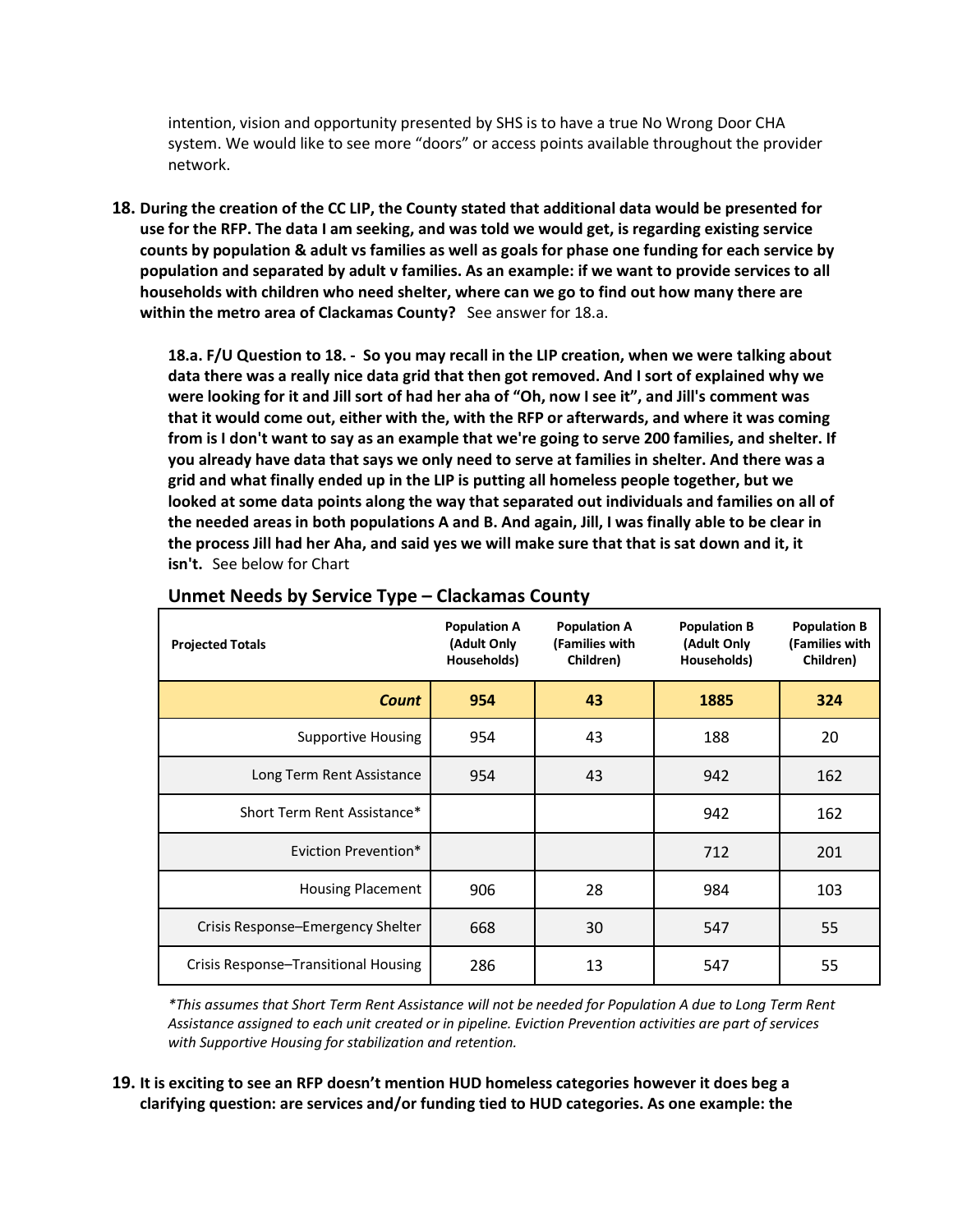intention, vision and opportunity presented by SHS is to have a true No Wrong Door CHA system. We would like to see more "doors" or access points available throughout the provider network.

18. **During the creation of the CC LIP, the County stated that additional data would be presented for use for the RFP. The data I am seeking, and was told we would get, is regarding existing service counts by population & adult vs families as well as goals for phase one funding for each service by population and separated by adult v families. As an example: if we want to provide services to all households with children who need shelter, where can we go to find out how many there are within the metro area of Clackamas County?** See answer for 18.a.

    **18.a. F/U Question to 18. - So you may recall in the LIP creation, when we were talking about data there was a really nice data grid that then got removed. And I sort of explained why we were looking for it and Jill sort of had her aha of "Oh, now I see it", and Jill's comment was that it would come out, either with the, with the RFP or afterwards, and where it was coming from is I don't want to say as an example that we're going to serve 200 families, and shelter. If you already have data that says we only need to serve at families in shelter. And there was a grid and what finally ended up in the LIP is putting all homeless people together, but we looked at some data points along the way that separated out individuals and families on all of the needed areas in both populations A and B. And again, Jill, I was finally able to be clear in the process Jill had her Aha, and said yes we will make sure that that is sat down and it, it isn't.** See below for Chart

## Unmet Needs by Service Type – Clackamas County

| Projected Totals | Population A (Adult Only Households) | Population A (Families with Children) | Population B (Adult Only Households) | Population B (Families with Children) |
|---|---|---|---|---|
| ***Count*** | **954** | **43** | **1885** | **324** |
| Supportive Housing | 954 | 43 | 188 | 20 |
| Long Term Rent Assistance | 954 | 43 | 942 | 162 |
| Short Term Rent Assistance* | | | 942 | 162 |
| Eviction Prevention* | | | 712 | 201 |
| Housing Placement | 906 | 28 | 984 | 103 |
| Crisis Response–Emergency Shelter | 668 | 30 | 547 | 55 |
| Crisis Response–Transitional Housing | 286 | 13 | 547 | 55 |

*\*This assumes that Short Term Rent Assistance will not be needed for Population A due to Long Term Rent Assistance assigned to each unit created or in pipeline. Eviction Prevention activities are part of services with Supportive Housing for stabilization and retention.*

19. **It is exciting to see an RFP doesn't mention HUD homeless categories however it does beg a clarifying question: are services and/or funding tied to HUD categories. As one example: the**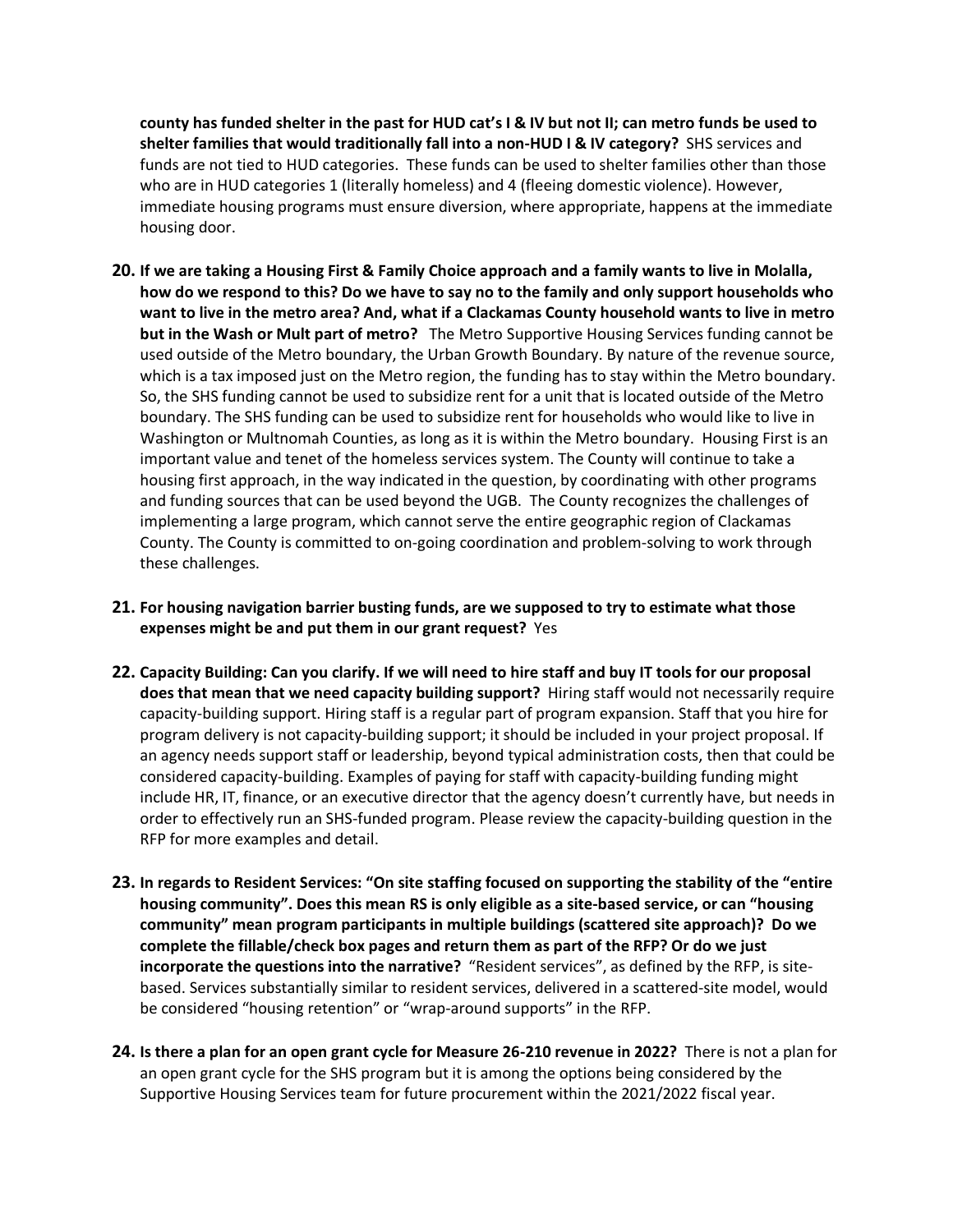**county has funded shelter in the past for HUD cat's I & IV but not II; can metro funds be used to shelter families that would traditionally fall into a non-HUD I & IV category?** SHS services and funds are not tied to HUD categories. These funds can be used to shelter families other than those who are in HUD categories 1 (literally homeless) and 4 (fleeing domestic violence). However, immediate housing programs must ensure diversion, where appropriate, happens at the immediate housing door.

20. **If we are taking a Housing First & Family Choice approach and a family wants to live in Molalla, how do we respond to this? Do we have to say no to the family and only support households who want to live in the metro area? And, what if a Clackamas County household wants to live in metro but in the Wash or Mult part of metro?** The Metro Supportive Housing Services funding cannot be used outside of the Metro boundary, the Urban Growth Boundary. By nature of the revenue source, which is a tax imposed just on the Metro region, the funding has to stay within the Metro boundary. So, the SHS funding cannot be used to subsidize rent for a unit that is located outside of the Metro boundary. The SHS funding can be used to subsidize rent for households who would like to live in Washington or Multnomah Counties, as long as it is within the Metro boundary. Housing First is an important value and tenet of the homeless services system. The County will continue to take a housing first approach, in the way indicated in the question, by coordinating with other programs and funding sources that can be used beyond the UGB. The County recognizes the challenges of implementing a large program, which cannot serve the entire geographic region of Clackamas County. The County is committed to on-going coordination and problem-solving to work through these challenges.

21. **For housing navigation barrier busting funds, are we supposed to try to estimate what those expenses might be and put them in our grant request?** Yes

22. **Capacity Building: Can you clarify. If we will need to hire staff and buy IT tools for our proposal does that mean that we need capacity building support?** Hiring staff would not necessarily require capacity-building support. Hiring staff is a regular part of program expansion. Staff that you hire for program delivery is not capacity-building support; it should be included in your project proposal. If an agency needs support staff or leadership, beyond typical administration costs, then that could be considered capacity-building. Examples of paying for staff with capacity-building funding might include HR, IT, finance, or an executive director that the agency doesn't currently have, but needs in order to effectively run an SHS-funded program. Please review the capacity-building question in the RFP for more examples and detail.

23. **In regards to Resident Services: "On site staffing focused on supporting the stability of the "entire housing community". Does this mean RS is only eligible as a site-based service, or can "housing community" mean program participants in multiple buildings (scattered site approach)? Do we complete the fillable/check box pages and return them as part of the RFP? Or do we just incorporate the questions into the narrative?** "Resident services", as defined by the RFP, is site-based. Services substantially similar to resident services, delivered in a scattered-site model, would be considered "housing retention" or "wrap-around supports" in the RFP.

24. **Is there a plan for an open grant cycle for Measure 26-210 revenue in 2022?** There is not a plan for an open grant cycle for the SHS program but it is among the options being considered by the Supportive Housing Services team for future procurement within the 2021/2022 fiscal year.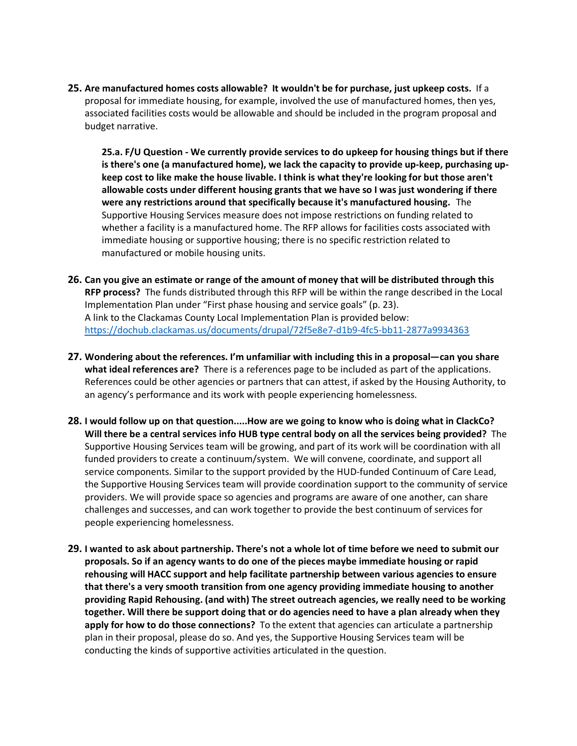**25. Are manufactured homes costs allowable? It wouldn't be for purchase, just upkeep costs.** If a proposal for immediate housing, for example, involved the use of manufactured homes, then yes, associated facilities costs would be allowable and should be included in the program proposal and budget narrative.

> **25.a. F/U Question - We currently provide services to do upkeep for housing things but if there is there's one (a manufactured home), we lack the capacity to provide up-keep, purchasing up-keep cost to like make the house livable. I think is what they're looking for but those aren't allowable costs under different housing grants that we have so I was just wondering if there were any restrictions around that specifically because it's manufactured housing.** The Supportive Housing Services measure does not impose restrictions on funding related to whether a facility is a manufactured home. The RFP allows for facilities costs associated with immediate housing or supportive housing; there is no specific restriction related to manufactured or mobile housing units.

**26. Can you give an estimate or range of the amount of money that will be distributed through this RFP process?** The funds distributed through this RFP will be within the range described in the Local Implementation Plan under "First phase housing and service goals" (p. 23).
A link to the Clackamas County Local Implementation Plan is provided below:
https://dochub.clackamas.us/documents/drupal/72f5e8e7-d1b9-4fc5-bb11-2877a9934363

**27. Wondering about the references. I'm unfamiliar with including this in a proposal—can you share what ideal references are?** There is a references page to be included as part of the applications. References could be other agencies or partners that can attest, if asked by the Housing Authority, to an agency's performance and its work with people experiencing homelessness.

**28. I would follow up on that question.....How are we going to know who is doing what in ClackCo? Will there be a central services info HUB type central body on all the services being provided?** The Supportive Housing Services team will be growing, and part of its work will be coordination with all funded providers to create a continuum/system. We will convene, coordinate, and support all service components. Similar to the support provided by the HUD-funded Continuum of Care Lead, the Supportive Housing Services team will provide coordination support to the community of service providers. We will provide space so agencies and programs are aware of one another, can share challenges and successes, and can work together to provide the best continuum of services for people experiencing homelessness.

**29. I wanted to ask about partnership. There's not a whole lot of time before we need to submit our proposals. So if an agency wants to do one of the pieces maybe immediate housing or rapid rehousing will HACC support and help facilitate partnership between various agencies to ensure that there's a very smooth transition from one agency providing immediate housing to another providing Rapid Rehousing. (and with) The street outreach agencies, we really need to be working together. Will there be support doing that or do agencies need to have a plan already when they apply for how to do those connections?** To the extent that agencies can articulate a partnership plan in their proposal, please do so. And yes, the Supportive Housing Services team will be conducting the kinds of supportive activities articulated in the question.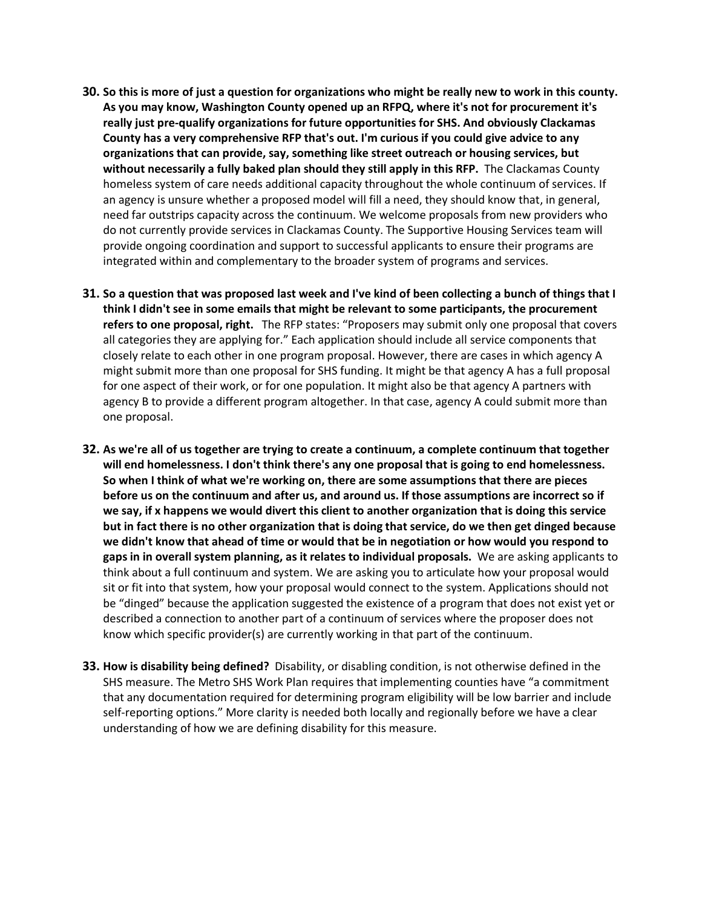30. **So this is more of just a question for organizations who might be really new to work in this county. As you may know, Washington County opened up an RFPQ, where it's not for procurement it's really just pre-qualify organizations for future opportunities for SHS. And obviously Clackamas County has a very comprehensive RFP that's out. I'm curious if you could give advice to any organizations that can provide, say, something like street outreach or housing services, but without necessarily a fully baked plan should they still apply in this RFP.** The Clackamas County homeless system of care needs additional capacity throughout the whole continuum of services. If an agency is unsure whether a proposed model will fill a need, they should know that, in general, need far outstrips capacity across the continuum. We welcome proposals from new providers who do not currently provide services in Clackamas County. The Supportive Housing Services team will provide ongoing coordination and support to successful applicants to ensure their programs are integrated within and complementary to the broader system of programs and services.

31. **So a question that was proposed last week and I've kind of been collecting a bunch of things that I think I didn't see in some emails that might be relevant to some participants, the procurement refers to one proposal, right.** The RFP states: "Proposers may submit only one proposal that covers all categories they are applying for." Each application should include all service components that closely relate to each other in one program proposal. However, there are cases in which agency A might submit more than one proposal for SHS funding. It might be that agency A has a full proposal for one aspect of their work, or for one population. It might also be that agency A partners with agency B to provide a different program altogether. In that case, agency A could submit more than one proposal.

32. **As we're all of us together are trying to create a continuum, a complete continuum that together will end homelessness. I don't think there's any one proposal that is going to end homelessness. So when I think of what we're working on, there are some assumptions that there are pieces before us on the continuum and after us, and around us. If those assumptions are incorrect so if we say, if x happens we would divert this client to another organization that is doing this service but in fact there is no other organization that is doing that service, do we then get dinged because we didn't know that ahead of time or would that be in negotiation or how would you respond to gaps in in overall system planning, as it relates to individual proposals.** We are asking applicants to think about a full continuum and system. We are asking you to articulate how your proposal would sit or fit into that system, how your proposal would connect to the system. Applications should not be "dinged" because the application suggested the existence of a program that does not exist yet or described a connection to another part of a continuum of services where the proposer does not know which specific provider(s) are currently working in that part of the continuum.

33. **How is disability being defined?** Disability, or disabling condition, is not otherwise defined in the SHS measure. The Metro SHS Work Plan requires that implementing counties have "a commitment that any documentation required for determining program eligibility will be low barrier and include self-reporting options." More clarity is needed both locally and regionally before we have a clear understanding of how we are defining disability for this measure.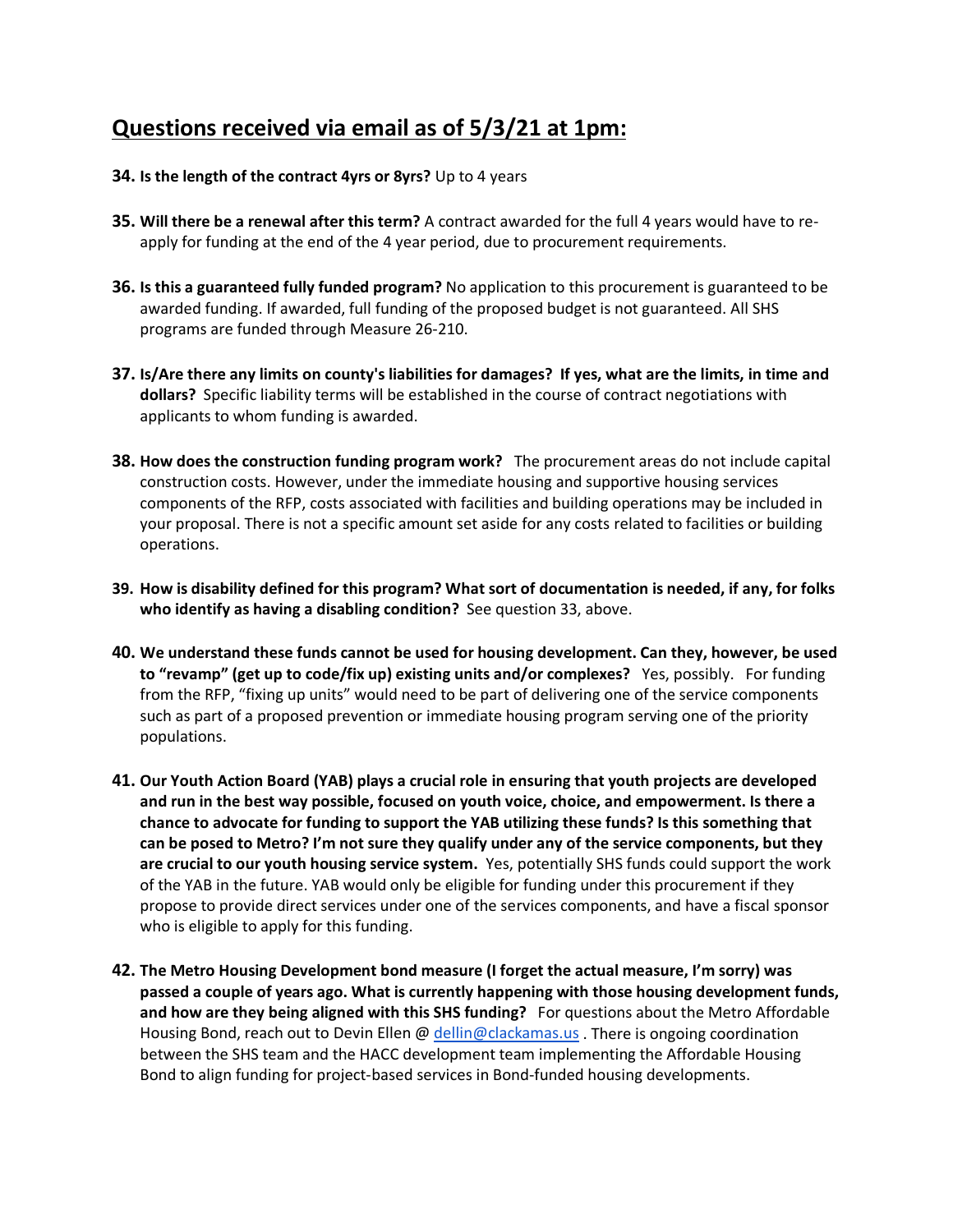## Questions received via email as of 5/3/21 at 1pm:

**34. Is the length of the contract 4yrs or 8yrs?** Up to 4 years

**35. Will there be a renewal after this term?** A contract awarded for the full 4 years would have to re-apply for funding at the end of the 4 year period, due to procurement requirements.

**36. Is this a guaranteed fully funded program?** No application to this procurement is guaranteed to be awarded funding. If awarded, full funding of the proposed budget is not guaranteed. All SHS programs are funded through Measure 26-210.

**37. Is/Are there any limits on county's liabilities for damages? If yes, what are the limits, in time and dollars?** Specific liability terms will be established in the course of contract negotiations with applicants to whom funding is awarded.

**38. How does the construction funding program work?** The procurement areas do not include capital construction costs. However, under the immediate housing and supportive housing services components of the RFP, costs associated with facilities and building operations may be included in your proposal. There is not a specific amount set aside for any costs related to facilities or building operations.

**39. How is disability defined for this program? What sort of documentation is needed, if any, for folks who identify as having a disabling condition?** See question 33, above.

**40. We understand these funds cannot be used for housing development. Can they, however, be used to "revamp" (get up to code/fix up) existing units and/or complexes?** Yes, possibly. For funding from the RFP, "fixing up units" would need to be part of delivering one of the service components such as part of a proposed prevention or immediate housing program serving one of the priority populations.

**41. Our Youth Action Board (YAB) plays a crucial role in ensuring that youth projects are developed and run in the best way possible, focused on youth voice, choice, and empowerment. Is there a chance to advocate for funding to support the YAB utilizing these funds? Is this something that can be posed to Metro? I'm not sure they qualify under any of the service components, but they are crucial to our youth housing service system.** Yes, potentially SHS funds could support the work of the YAB in the future. YAB would only be eligible for funding under this procurement if they propose to provide direct services under one of the services components, and have a fiscal sponsor who is eligible to apply for this funding.

**42. The Metro Housing Development bond measure (I forget the actual measure, I'm sorry) was passed a couple of years ago. What is currently happening with those housing development funds, and how are they being aligned with this SHS funding?** For questions about the Metro Affordable Housing Bond, reach out to Devin Ellen @ [dellin@clackamas.us](mailto:dellin@clackamas.us) . There is ongoing coordination between the SHS team and the HACC development team implementing the Affordable Housing Bond to align funding for project-based services in Bond-funded housing developments.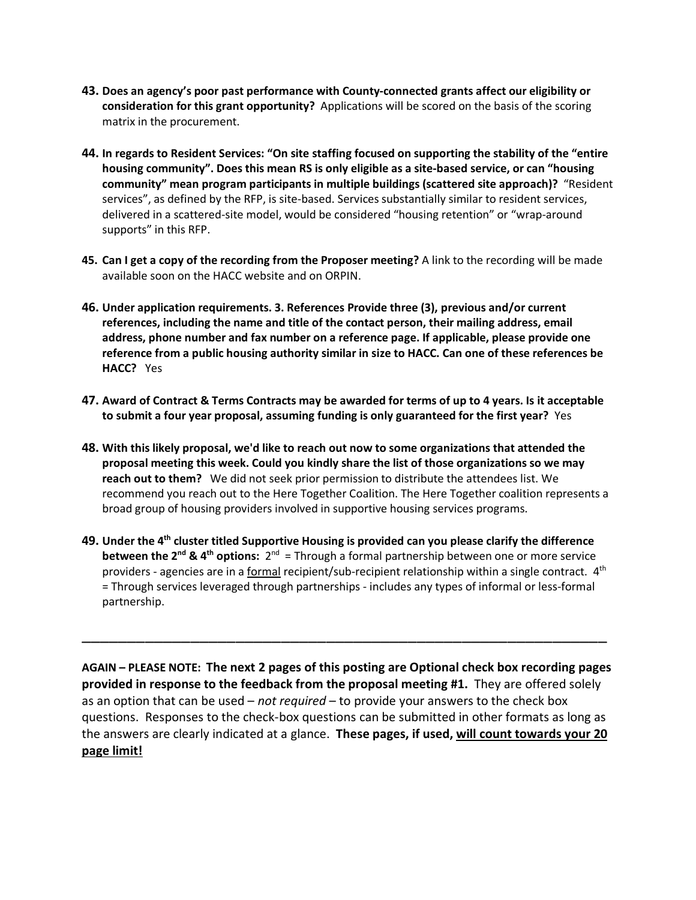43. **Does an agency's poor past performance with County-connected grants affect our eligibility or consideration for this grant opportunity?** Applications will be scored on the basis of the scoring matrix in the procurement.

44. **In regards to Resident Services: "On site staffing focused on supporting the stability of the "entire housing community". Does this mean RS is only eligible as a site-based service, or can "housing community" mean program participants in multiple buildings (scattered site approach)?** "Resident services", as defined by the RFP, is site-based. Services substantially similar to resident services, delivered in a scattered-site model, would be considered "housing retention" or "wrap-around supports" in this RFP.

45. **Can I get a copy of the recording from the Proposer meeting?** A link to the recording will be made available soon on the HACC website and on ORPIN.

46. **Under application requirements. 3. References Provide three (3), previous and/or current references, including the name and title of the contact person, their mailing address, email address, phone number and fax number on a reference page. If applicable, please provide one reference from a public housing authority similar in size to HACC. Can one of these references be HACC?** Yes

47. **Award of Contract & Terms Contracts may be awarded for terms of up to 4 years. Is it acceptable to submit a four year proposal, assuming funding is only guaranteed for the first year?** Yes

48. **With this likely proposal, we'd like to reach out now to some organizations that attended the proposal meeting this week. Could you kindly share the list of those organizations so we may reach out to them?** We did not seek prior permission to distribute the attendees list. We recommend you reach out to the Here Together Coalition. The Here Together coalition represents a broad group of housing providers involved in supportive housing services programs.

49. **Under the 4th cluster titled Supportive Housing is provided can you please clarify the difference between the 2nd & 4th options:** 2nd = Through a formal partnership between one or more service providers - agencies are in a <u>formal</u> recipient/sub-recipient relationship within a single contract. 4th = Through services leveraged through partnerships - includes any types of informal or less-formal partnership.

---

**AGAIN – PLEASE NOTE: The next 2 pages of this posting are Optional check box recording pages provided in response to the feedback from the proposal meeting #1.** They are offered solely as an option that can be used – *not required* – to provide your answers to the check box questions. Responses to the check-box questions can be submitted in other formats as long as the answers are clearly indicated at a glance. **These pages, if used, <u>will count towards your 20 page limit!</u>**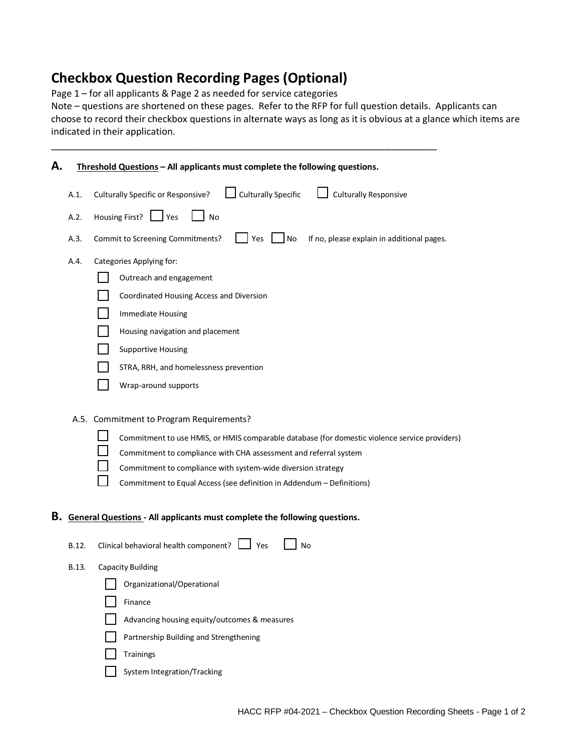# Checkbox Question Recording Pages (Optional)

Page 1 – for all applicants & Page 2 as needed for service categories

Note – questions are shortened on these pages. Refer to the RFP for full question details. Applicants can choose to record their checkbox questions in alternate ways as long as it is obvious at a glance which items are indicated in their application.

---

## A. Threshold Questions – All applicants must complete the following questions.

A.1. Culturally Specific or Responsive? ☐ Culturally Specific ☐ Culturally Responsive

A.2. Housing First? ☐ Yes ☐ No

A.3. Commit to Screening Commitments? ☐ Yes ☐ No If no, please explain in additional pages.

A.4. Categories Applying for:

- ☐ Outreach and engagement
- ☐ Coordinated Housing Access and Diversion
- ☐ Immediate Housing
- ☐ Housing navigation and placement
- ☐ Supportive Housing
- ☐ STRA, RRH, and homelessness prevention
- ☐ Wrap-around supports

A.5. Commitment to Program Requirements?

- ☐ Commitment to use HMIS, or HMIS comparable database (for domestic violence service providers)
- ☐ Commitment to compliance with CHA assessment and referral system
- ☐ Commitment to compliance with system-wide diversion strategy
- ☐ Commitment to Equal Access (see definition in Addendum – Definitions)

## B. General Questions - All applicants must complete the following questions.

B.12. Clinical behavioral health component? ☐ Yes ☐ No

B.13. Capacity Building

- ☐ Organizational/Operational
- ☐ Finance
- ☐ Advancing housing equity/outcomes & measures
- ☐ Partnership Building and Strengthening
- ☐ Trainings
- ☐ System Integration/Tracking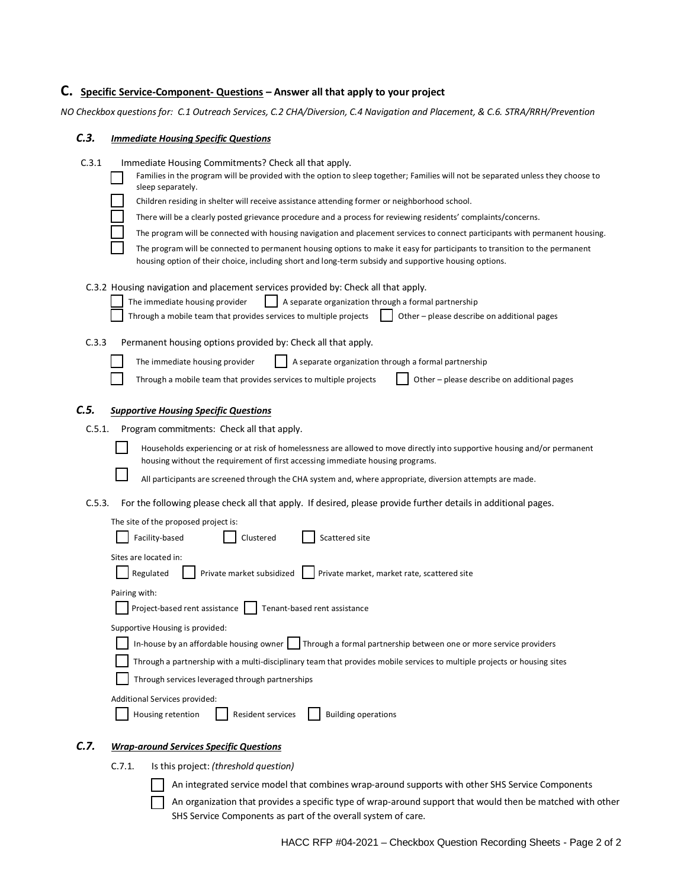## C. Specific Service-Component- Questions – Answer all that apply to your project

*NO Checkbox questions for: C.1 Outreach Services, C.2 CHA/Diversion, C.4 Navigation and Placement, & C.6. STRA/RRH/Prevention*

### *C.3. Immediate Housing Specific Questions*

C.3.1 Immediate Housing Commitments? Check all that apply.

- ☐ Families in the program will be provided with the option to sleep together; Families will not be separated unless they choose to sleep separately.
- ☐ Children residing in shelter will receive assistance attending former or neighborhood school.
- ☐ There will be a clearly posted grievance procedure and a process for reviewing residents' complaints/concerns.
- ☐ The program will be connected with housing navigation and placement services to connect participants with permanent housing.
- ☐ The program will be connected to permanent housing options to make it easy for participants to transition to the permanent housing option of their choice, including short and long-term subsidy and supportive housing options.

C.3.2 Housing navigation and placement services provided by: Check all that apply.

- ☐ The immediate housing provider
- ☐ A separate organization through a formal partnership
- ☐ Through a mobile team that provides services to multiple projects
- ☐ Other – please describe on additional pages

C.3.3 Permanent housing options provided by: Check all that apply.

- ☐ The immediate housing provider
- ☐ A separate organization through a formal partnership
- ☐ Through a mobile team that provides services to multiple projects
- ☐ Other – please describe on additional pages

### *C.5. Supportive Housing Specific Questions*

C.5.1. Program commitments: Check all that apply.

- ☐ Households experiencing or at risk of homelessness are allowed to move directly into supportive housing and/or permanent housing without the requirement of first accessing immediate housing programs.
- ☐ All participants are screened through the CHA system and, where appropriate, diversion attempts are made.

C.5.3. For the following please check all that apply. If desired, please provide further details in additional pages.

The site of the proposed project is:

- ☐ Facility-based
- ☐ Clustered
- ☐ Scattered site

Sites are located in:

- ☐ Regulated
- ☐ Private market subsidized
- ☐ Private market, market rate, scattered site

Pairing with:

- ☐ Project-based rent assistance
- ☐ Tenant-based rent assistance

Supportive Housing is provided:

- ☐ In-house by an affordable housing owner
- ☐ Through a formal partnership between one or more service providers
- ☐ Through a partnership with a multi-disciplinary team that provides mobile services to multiple projects or housing sites
- ☐ Through services leveraged through partnerships

Additional Services provided:

- ☐ Housing retention
- ☐ Resident services
- ☐ Building operations

### *C.7. Wrap-around Services Specific Questions*

C.7.1. Is this project: *(threshold question)*

- ☐ An integrated service model that combines wrap-around supports with other SHS Service Components
- ☐ An organization that provides a specific type of wrap-around support that would then be matched with other SHS Service Components as part of the overall system of care.